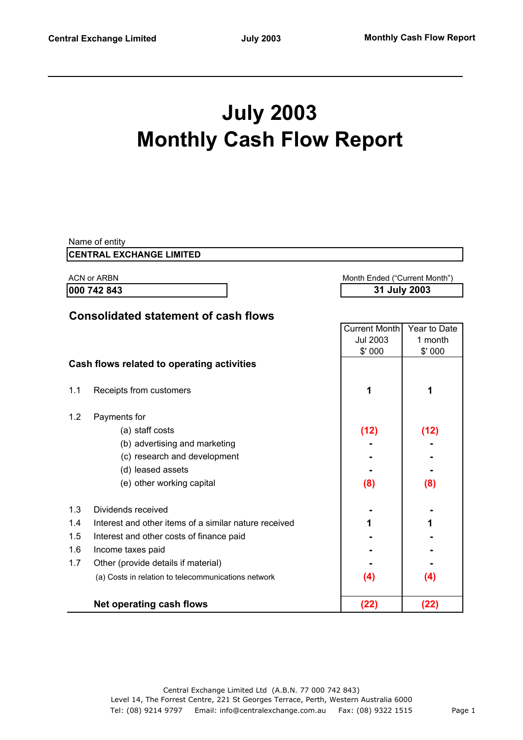# July 2003
# Monthly Cash Flow Report

Name of entity

| CENTRAL EXCHANGE LIMITED |
|---|

| ACN or ARBN | Month Ended ("Current Month") |
|---|---|
| 000 742 843 | 31 July 2003 |

## Consolidated statement of cash flows

| | | Current Month Jul 2003 $' 000 | Year to Date 1 month $' 000 |
|---|---|---|---|
| **Cash flows related to operating activities** | | | |
| 1.1 | Receipts from customers | 1 | 1 |
| 1.2 | Payments for | | |
| | (a) staff costs | (12) | (12) |
| | (b) advertising and marketing | - | - |
| | (c) research and development | - | - |
| | (d) leased assets | - | - |
| | (e) other working capital | (8) | (8) |
| 1.3 | Dividends received | - | - |
| 1.4 | Interest and other items of a similar nature received | 1 | 1 |
| 1.5 | Interest and other costs of finance paid | - | - |
| 1.6 | Income taxes paid | - | - |
| 1.7 | Other (provide details if material) | - | - |
| | (a) Costs in relation to telecommunications network | (4) | (4) |
| | **Net operating cash flows** | **(22)** | **(22)** |

Central Exchange Limited Ltd (A.B.N. 77 000 742 843)
Level 14, The Forrest Centre, 221 St Georges Terrace, Perth, Western Australia 6000
Tel: (08) 9214 9797 Email: info@centralexchange.com.au Fax: (08) 9322 1515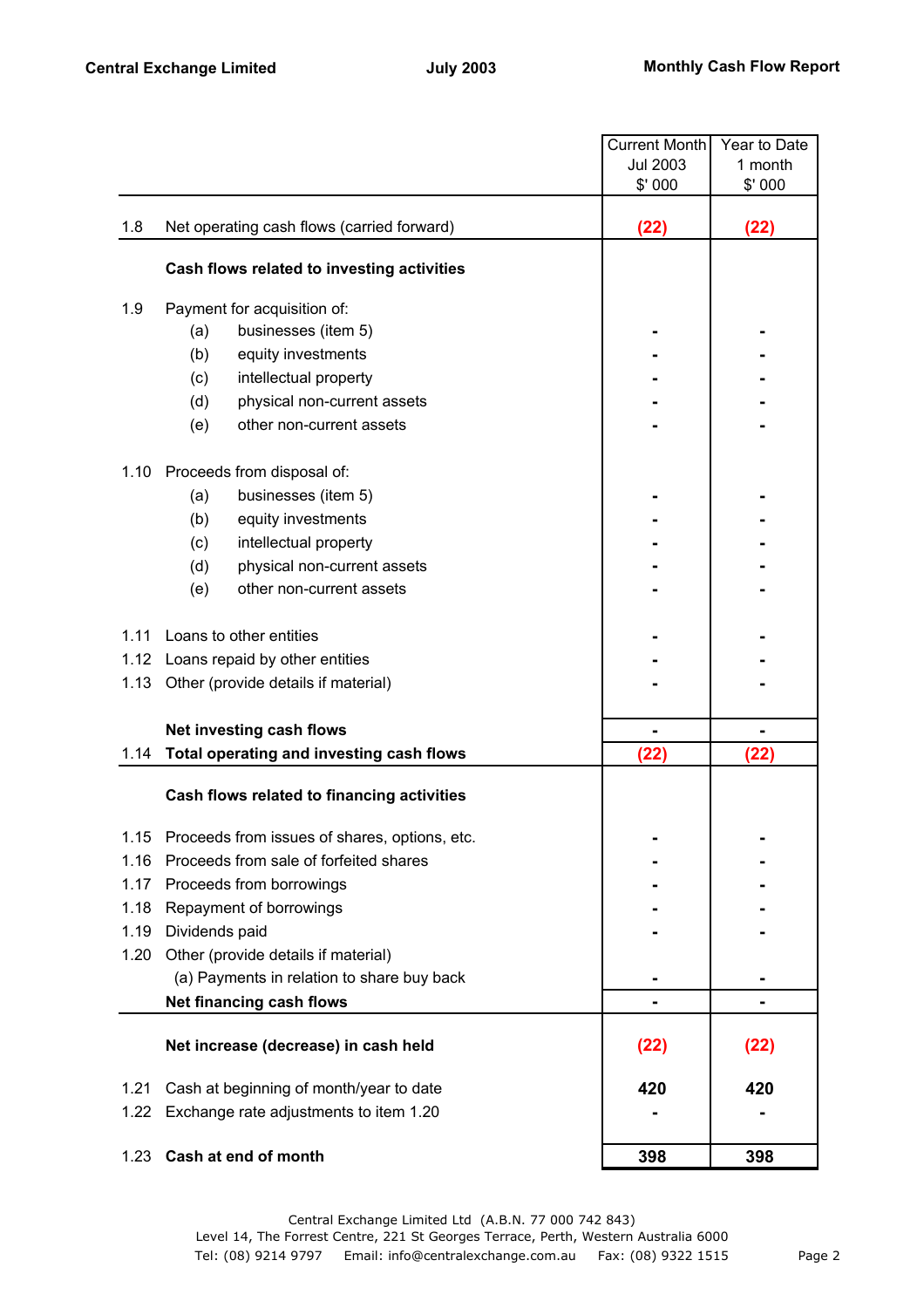| | | Current Month Jul 2003 $' 000 | Year to Date 1 month $' 000 |
|---|---|---|---|
| 1.8 | Net operating cash flows (carried forward) | (22) | (22) |
| | **Cash flows related to investing activities** | | |
| 1.9 | Payment for acquisition of: | | |
| | (a) businesses (item 5) | - | - |
| | (b) equity investments | - | - |
| | (c) intellectual property | - | - |
| | (d) physical non-current assets | - | - |
| | (e) other non-current assets | - | - |
| 1.10 | Proceeds from disposal of: | | |
| | (a) businesses (item 5) | - | - |
| | (b) equity investments | - | - |
| | (c) intellectual property | - | - |
| | (d) physical non-current assets | - | - |
| | (e) other non-current assets | - | - |
| 1.11 | Loans to other entities | - | - |
| 1.12 | Loans repaid by other entities | - | - |
| 1.13 | Other (provide details if material) | - | - |
| | **Net investing cash flows** | - | - |
| 1.14 | **Total operating and investing cash flows** | (22) | (22) |
| | **Cash flows related to financing activities** | | |
| 1.15 | Proceeds from issues of shares, options, etc. | - | - |
| 1.16 | Proceeds from sale of forfeited shares | - | - |
| 1.17 | Proceeds from borrowings | - | - |
| 1.18 | Repayment of borrowings | - | - |
| 1.19 | Dividends paid | - | - |
| 1.20 | Other (provide details if material) | | |
| | (a) Payments in relation to share buy back | - | - |
| | **Net financing cash flows** | - | - |
| | **Net increase (decrease) in cash held** | (22) | (22) |
| 1.21 | Cash at beginning of month/year to date | 420 | 420 |
| 1.22 | Exchange rate adjustments to item 1.20 | - | - |
| 1.23 | **Cash at end of month** | 398 | 398 |

Central Exchange Limited Ltd (A.B.N. 77 000 742 843)
Level 14, The Forrest Centre, 221 St Georges Terrace, Perth, Western Australia 6000
Tel: (08) 9214 9797 Email: info@centralexchange.com.au Fax: (08) 9322 1515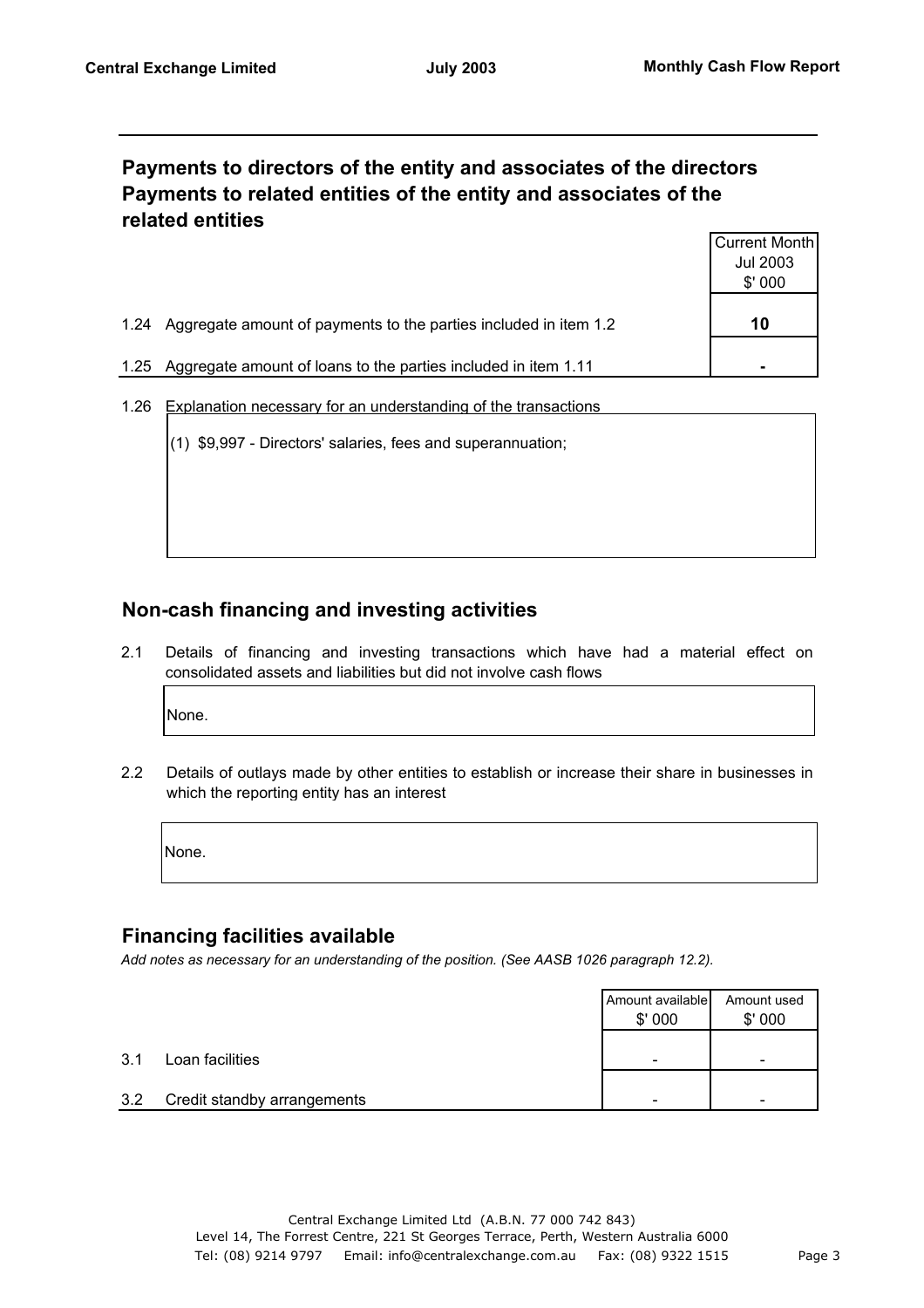## Payments to directors of the entity and associates of the directors
## Payments to related entities of the entity and associates of the related entities

| | | Current Month Jul 2003 \$' 000 |
|---|---|---|
| 1.24 | Aggregate amount of payments to the parties included in item 1.2 | **10** |
| 1.25 | Aggregate amount of loans to the parties included in item 1.11 | - |

1.26 Explanation necessary for an understanding of the transactions

(1) \$9,997 - Directors' salaries, fees and superannuation;

## Non-cash financing and investing activities

2.1 Details of financing and investing transactions which have had a material effect on consolidated assets and liabilities but did not involve cash flows

None.

2.2 Details of outlays made by other entities to establish or increase their share in businesses in which the reporting entity has an interest

None.

## Financing facilities available

*Add notes as necessary for an understanding of the position. (See AASB 1026 paragraph 12.2).*

| | | Amount available \$' 000 | Amount used \$' 000 |
|---|---|---|---|
| 3.1 | Loan facilities | - | - |
| 3.2 | Credit standby arrangements | - | - |

Central Exchange Limited Ltd (A.B.N. 77 000 742 843)
Level 14, The Forrest Centre, 221 St Georges Terrace, Perth, Western Australia 6000
Tel: (08) 9214 9797 Email: info@centralexchange.com.au Fax: (08) 9322 1515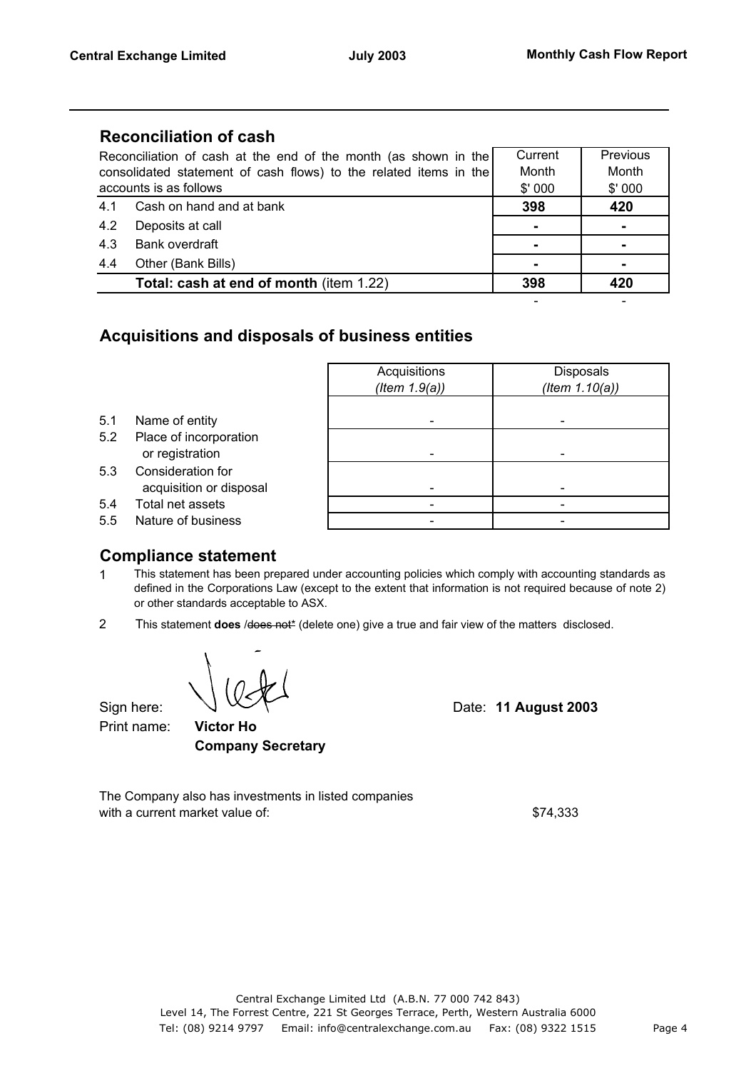## Reconciliation of cash

| Reconciliation of cash at the end of the month (as shown in the consolidated statement of cash flows) to the related items in the accounts is as follows | | Current Month $' 000 | Previous Month $' 000 |
|---|---|---|---|
| 4.1 | Cash on hand and at bank | **398** | **420** |
| 4.2 | Deposits at call | **-** | **-** |
| 4.3 | Bank overdraft | **-** | **-** |
| 4.4 | Other (Bank Bills) | **-** | **-** |
| | **Total: cash at end of month** (item 1.22) | **398** | **420** |
| | | - | - |

## Acquisitions and disposals of business entities

| | | Acquisitions *(Item 1.9(a))* | Disposals *(Item 1.10(a))* |
|---|---|---|---|
| 5.1 | Name of entity | - | - |
| 5.2 | Place of incorporation or registration | - | - |
| 5.3 | Consideration for acquisition or disposal | - | - |
| 5.4 | Total net assets | - | - |
| 5.5 | Nature of business | - | - |

## Compliance statement

1 This statement has been prepared under accounting policies which comply with accounting standards as defined in the Corporations Law (except to the extent that information is not required because of note 2) or other standards acceptable to ASX.

2 This statement **does** /~~does not*~~ (delete one) give a true and fair view of the matters disclosed.

Sign here: Date: **11 August 2003**

Print name: **Victor Ho**
**Company Secretary**

The Company also has investments in listed companies with a current market value of: $74,333

Central Exchange Limited Ltd (A.B.N. 77 000 742 843)
Level 14, The Forrest Centre, 221 St Georges Terrace, Perth, Western Australia 6000
Tel: (08) 9214 9797 Email: info@centralexchange.com.au Fax: (08) 9322 1515